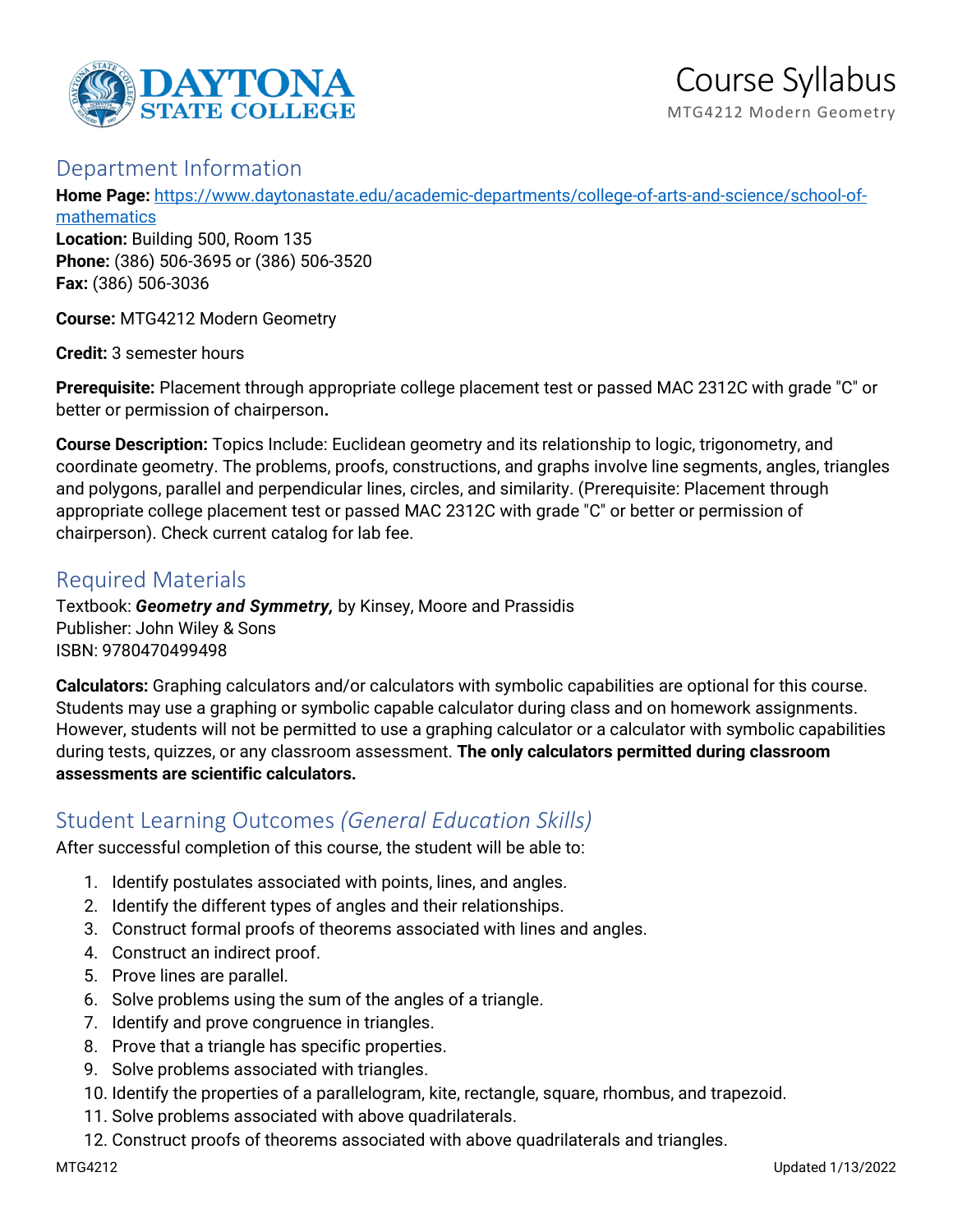# Course Syllabus

MTG4212 Modern Geometry

## Department Information

**Home Page:** [https://www.daytonastate.edu/academic-departments/college-of-arts-and-science/school-of-mathematics](https://www.daytonastate.edu/academic-departments/college-of-arts-and-science/school-of-mathematics)
**Location:** Building 500, Room 135
**Phone:** (386) 506-3695 or (386) 506-3520
**Fax:** (386) 506-3036

**Course:** MTG4212 Modern Geometry

**Credit:** 3 semester hours

**Prerequisite:** Placement through appropriate college placement test or passed MAC 2312C with grade "C" or better or permission of chairperson**.**

**Course Description:** Topics Include: Euclidean geometry and its relationship to logic, trigonometry, and coordinate geometry. The problems, proofs, constructions, and graphs involve line segments, angles, triangles and polygons, parallel and perpendicular lines, circles, and similarity. (Prerequisite: Placement through appropriate college placement test or passed MAC 2312C with grade "C" or better or permission of chairperson). Check current catalog for lab fee.

## Required Materials

Textbook: ***Geometry and Symmetry,*** by Kinsey, Moore and Prassidis
Publisher: John Wiley & Sons
ISBN: 9780470499498

**Calculators:** Graphing calculators and/or calculators with symbolic capabilities are optional for this course. Students may use a graphing or symbolic capable calculator during class and on homework assignments. However, students will not be permitted to use a graphing calculator or a calculator with symbolic capabilities during tests, quizzes, or any classroom assessment. **The only calculators permitted during classroom assessments are scientific calculators.**

## Student Learning Outcomes *(General Education Skills)*

After successful completion of this course, the student will be able to:

1. Identify postulates associated with points, lines, and angles.
2. Identify the different types of angles and their relationships.
3. Construct formal proofs of theorems associated with lines and angles.
4. Construct an indirect proof.
5. Prove lines are parallel.
6. Solve problems using the sum of the angles of a triangle.
7. Identify and prove congruence in triangles.
8. Prove that a triangle has specific properties.
9. Solve problems associated with triangles.
10. Identify the properties of a parallelogram, kite, rectangle, square, rhombus, and trapezoid.
11. Solve problems associated with above quadrilaterals.
12. Construct proofs of theorems associated with above quadrilaterals and triangles.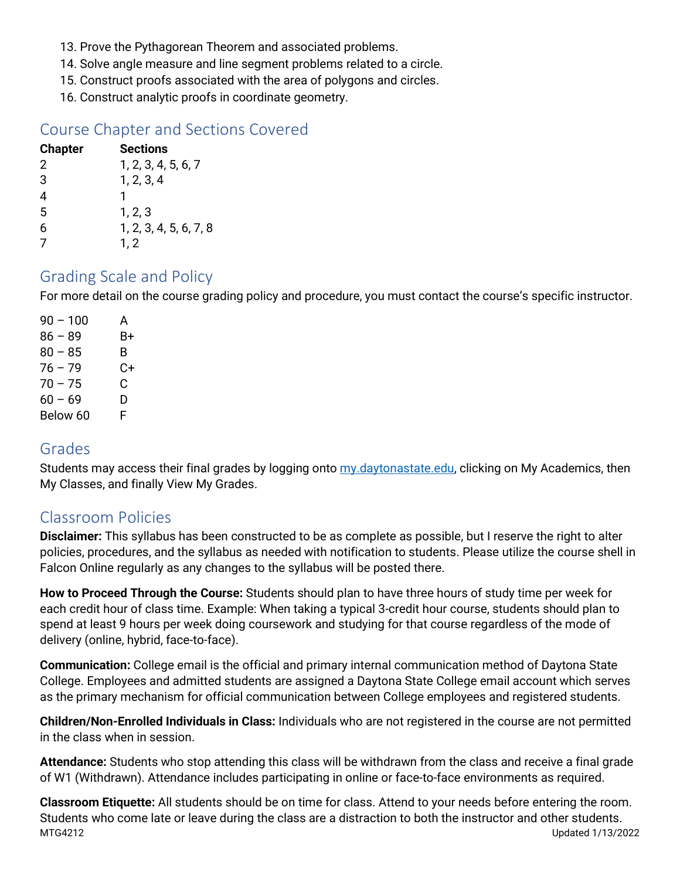13. Prove the Pythagorean Theorem and associated problems.
14. Solve angle measure and line segment problems related to a circle.
15. Construct proofs associated with the area of polygons and circles.
16. Construct analytic proofs in coordinate geometry.

## Course Chapter and Sections Covered

| Chapter | Sections |
|---|---|
| 2 | 1, 2, 3, 4, 5, 6, 7 |
| 3 | 1, 2, 3, 4 |
| 4 | 1 |
| 5 | 1, 2, 3 |
| 6 | 1, 2, 3, 4, 5, 6, 7, 8 |
| 7 | 1, 2 |

## Grading Scale and Policy

For more detail on the course grading policy and procedure, you must contact the course's specific instructor.

| | |
|---|---|
| 90 – 100 | A |
| 86 – 89 | B+ |
| 80 – 85 | B |
| 76 – 79 | C+ |
| 70 – 75 | C |
| 60 – 69 | D |
| Below 60 | F |

## Grades

Students may access their final grades by logging onto my.daytonastate.edu, clicking on My Academics, then My Classes, and finally View My Grades.

## Classroom Policies

**Disclaimer:** This syllabus has been constructed to be as complete as possible, but I reserve the right to alter policies, procedures, and the syllabus as needed with notification to students. Please utilize the course shell in Falcon Online regularly as any changes to the syllabus will be posted there.

**How to Proceed Through the Course:** Students should plan to have three hours of study time per week for each credit hour of class time. Example: When taking a typical 3-credit hour course, students should plan to spend at least 9 hours per week doing coursework and studying for that course regardless of the mode of delivery (online, hybrid, face-to-face).

**Communication:** College email is the official and primary internal communication method of Daytona State College. Employees and admitted students are assigned a Daytona State College email account which serves as the primary mechanism for official communication between College employees and registered students.

**Children/Non-Enrolled Individuals in Class:** Individuals who are not registered in the course are not permitted in the class when in session.

**Attendance:** Students who stop attending this class will be withdrawn from the class and receive a final grade of W1 (Withdrawn). Attendance includes participating in online or face-to-face environments as required.

**Classroom Etiquette:** All students should be on time for class. Attend to your needs before entering the room. Students who come late or leave during the class are a distraction to both the instructor and other students.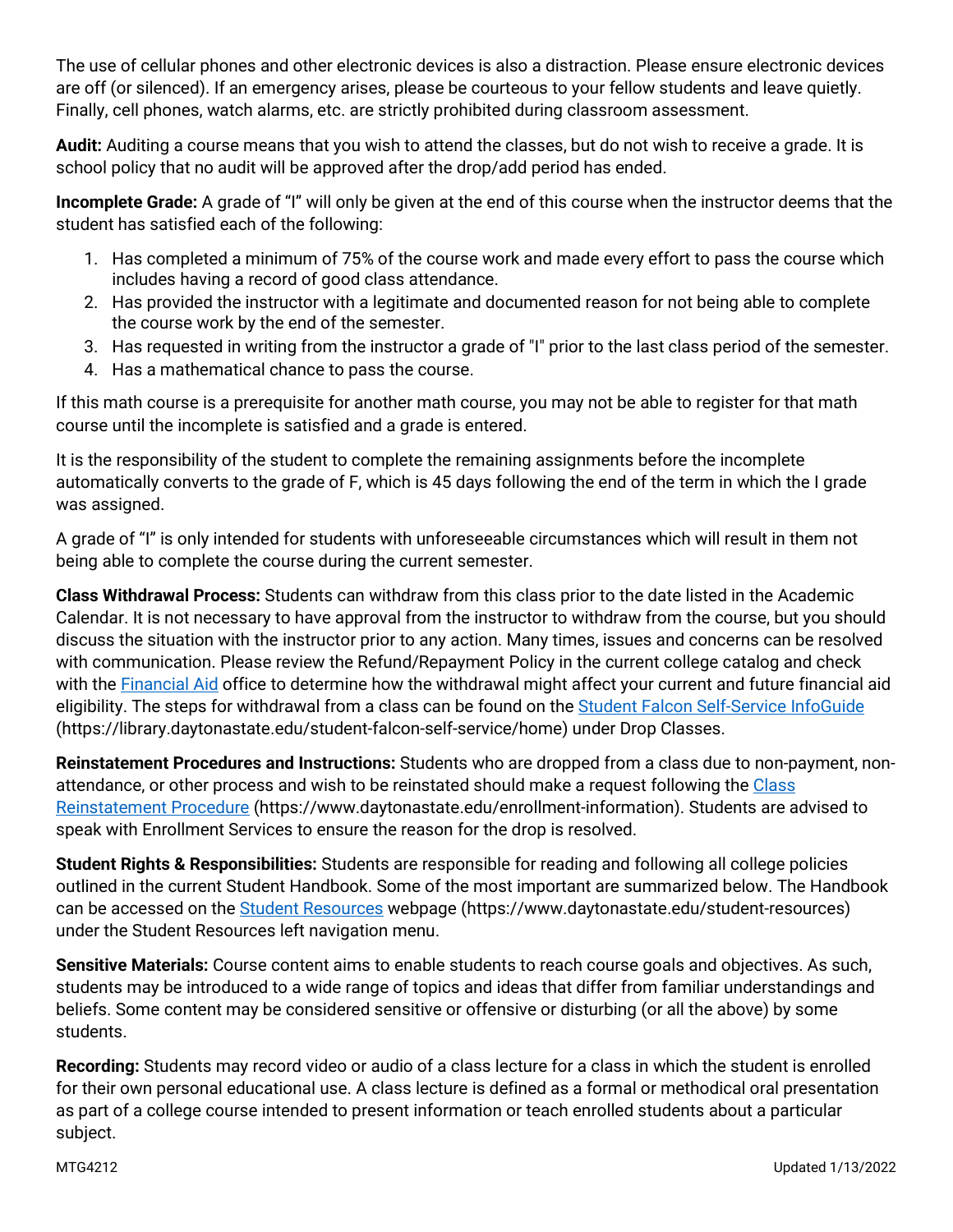The use of cellular phones and other electronic devices is also a distraction. Please ensure electronic devices are off (or silenced). If an emergency arises, please be courteous to your fellow students and leave quietly. Finally, cell phones, watch alarms, etc. are strictly prohibited during classroom assessment.

**Audit:** Auditing a course means that you wish to attend the classes, but do not wish to receive a grade. It is school policy that no audit will be approved after the drop/add period has ended.

**Incomplete Grade:** A grade of "I" will only be given at the end of this course when the instructor deems that the student has satisfied each of the following:

1. Has completed a minimum of 75% of the course work and made every effort to pass the course which includes having a record of good class attendance.
2. Has provided the instructor with a legitimate and documented reason for not being able to complete the course work by the end of the semester.
3. Has requested in writing from the instructor a grade of "I" prior to the last class period of the semester.
4. Has a mathematical chance to pass the course.

If this math course is a prerequisite for another math course, you may not be able to register for that math course until the incomplete is satisfied and a grade is entered.

It is the responsibility of the student to complete the remaining assignments before the incomplete automatically converts to the grade of F, which is 45 days following the end of the term in which the I grade was assigned.

A grade of "I" is only intended for students with unforeseeable circumstances which will result in them not being able to complete the course during the current semester.

**Class Withdrawal Process:** Students can withdraw from this class prior to the date listed in the Academic Calendar. It is not necessary to have approval from the instructor to withdraw from the course, but you should discuss the situation with the instructor prior to any action. Many times, issues and concerns can be resolved with communication. Please review the Refund/Repayment Policy in the current college catalog and check with the Financial Aid office to determine how the withdrawal might affect your current and future financial aid eligibility. The steps for withdrawal from a class can be found on the Student Falcon Self-Service InfoGuide (https://library.daytonastate.edu/student-falcon-self-service/home) under Drop Classes.

**Reinstatement Procedures and Instructions:** Students who are dropped from a class due to non-payment, non-attendance, or other process and wish to be reinstated should make a request following the Class Reinstatement Procedure (https://www.daytonastate.edu/enrollment-information). Students are advised to speak with Enrollment Services to ensure the reason for the drop is resolved.

**Student Rights & Responsibilities:** Students are responsible for reading and following all college policies outlined in the current Student Handbook. Some of the most important are summarized below. The Handbook can be accessed on the Student Resources webpage (https://www.daytonastate.edu/student-resources) under the Student Resources left navigation menu.

**Sensitive Materials:** Course content aims to enable students to reach course goals and objectives. As such, students may be introduced to a wide range of topics and ideas that differ from familiar understandings and beliefs. Some content may be considered sensitive or offensive or disturbing (or all the above) by some students.

**Recording:** Students may record video or audio of a class lecture for a class in which the student is enrolled for their own personal educational use. A class lecture is defined as a formal or methodical oral presentation as part of a college course intended to present information or teach enrolled students about a particular subject.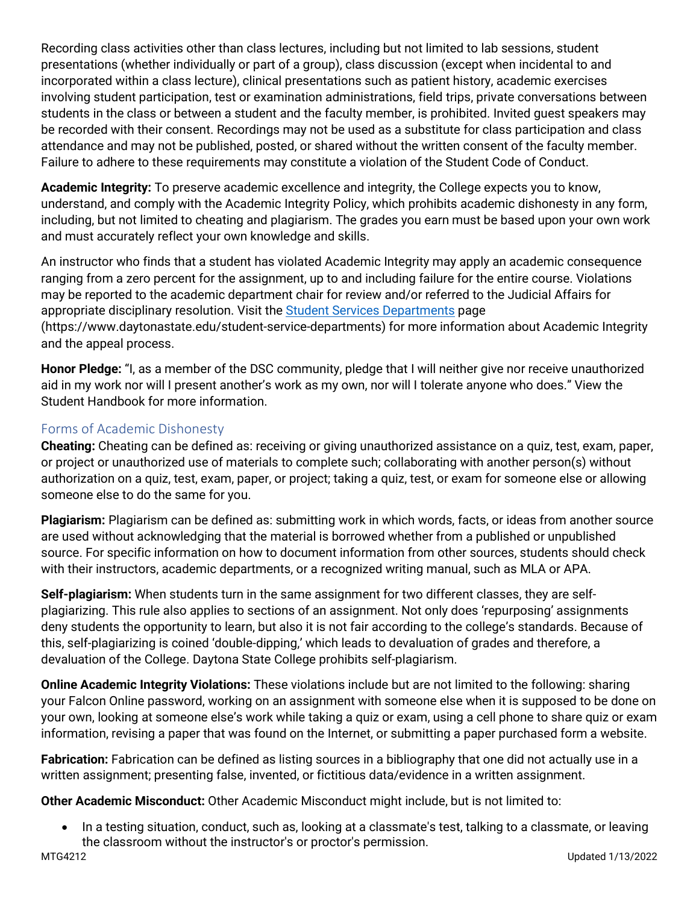Recording class activities other than class lectures, including but not limited to lab sessions, student presentations (whether individually or part of a group), class discussion (except when incidental to and incorporated within a class lecture), clinical presentations such as patient history, academic exercises involving student participation, test or examination administrations, field trips, private conversations between students in the class or between a student and the faculty member, is prohibited. Invited guest speakers may be recorded with their consent. Recordings may not be used as a substitute for class participation and class attendance and may not be published, posted, or shared without the written consent of the faculty member. Failure to adhere to these requirements may constitute a violation of the Student Code of Conduct.

**Academic Integrity:** To preserve academic excellence and integrity, the College expects you to know, understand, and comply with the Academic Integrity Policy, which prohibits academic dishonesty in any form, including, but not limited to cheating and plagiarism. The grades you earn must be based upon your own work and must accurately reflect your own knowledge and skills.

An instructor who finds that a student has violated Academic Integrity may apply an academic consequence ranging from a zero percent for the assignment, up to and including failure for the entire course. Violations may be reported to the academic department chair for review and/or referred to the Judicial Affairs for appropriate disciplinary resolution. Visit the [Student Services Departments](https://www.daytonastate.edu/student-service-departments) page (https://www.daytonastate.edu/student-service-departments) for more information about Academic Integrity and the appeal process.

**Honor Pledge:** "I, as a member of the DSC community, pledge that I will neither give nor receive unauthorized aid in my work nor will I present another's work as my own, nor will I tolerate anyone who does." View the Student Handbook for more information.

## Forms of Academic Dishonesty

**Cheating:** Cheating can be defined as: receiving or giving unauthorized assistance on a quiz, test, exam, paper, or project or unauthorized use of materials to complete such; collaborating with another person(s) without authorization on a quiz, test, exam, paper, or project; taking a quiz, test, or exam for someone else or allowing someone else to do the same for you.

**Plagiarism:** Plagiarism can be defined as: submitting work in which words, facts, or ideas from another source are used without acknowledging that the material is borrowed whether from a published or unpublished source. For specific information on how to document information from other sources, students should check with their instructors, academic departments, or a recognized writing manual, such as MLA or APA.

**Self-plagiarism:** When students turn in the same assignment for two different classes, they are self-plagiarizing. This rule also applies to sections of an assignment. Not only does 'repurposing' assignments deny students the opportunity to learn, but also it is not fair according to the college's standards. Because of this, self-plagiarizing is coined 'double-dipping,' which leads to devaluation of grades and therefore, a devaluation of the College. Daytona State College prohibits self-plagiarism.

**Online Academic Integrity Violations:** These violations include but are not limited to the following: sharing your Falcon Online password, working on an assignment with someone else when it is supposed to be done on your own, looking at someone else's work while taking a quiz or exam, using a cell phone to share quiz or exam information, revising a paper that was found on the Internet, or submitting a paper purchased form a website.

**Fabrication:** Fabrication can be defined as listing sources in a bibliography that one did not actually use in a written assignment; presenting false, invented, or fictitious data/evidence in a written assignment.

**Other Academic Misconduct:** Other Academic Misconduct might include, but is not limited to:

- In a testing situation, conduct, such as, looking at a classmate's test, talking to a classmate, or leaving the classroom without the instructor's or proctor's permission.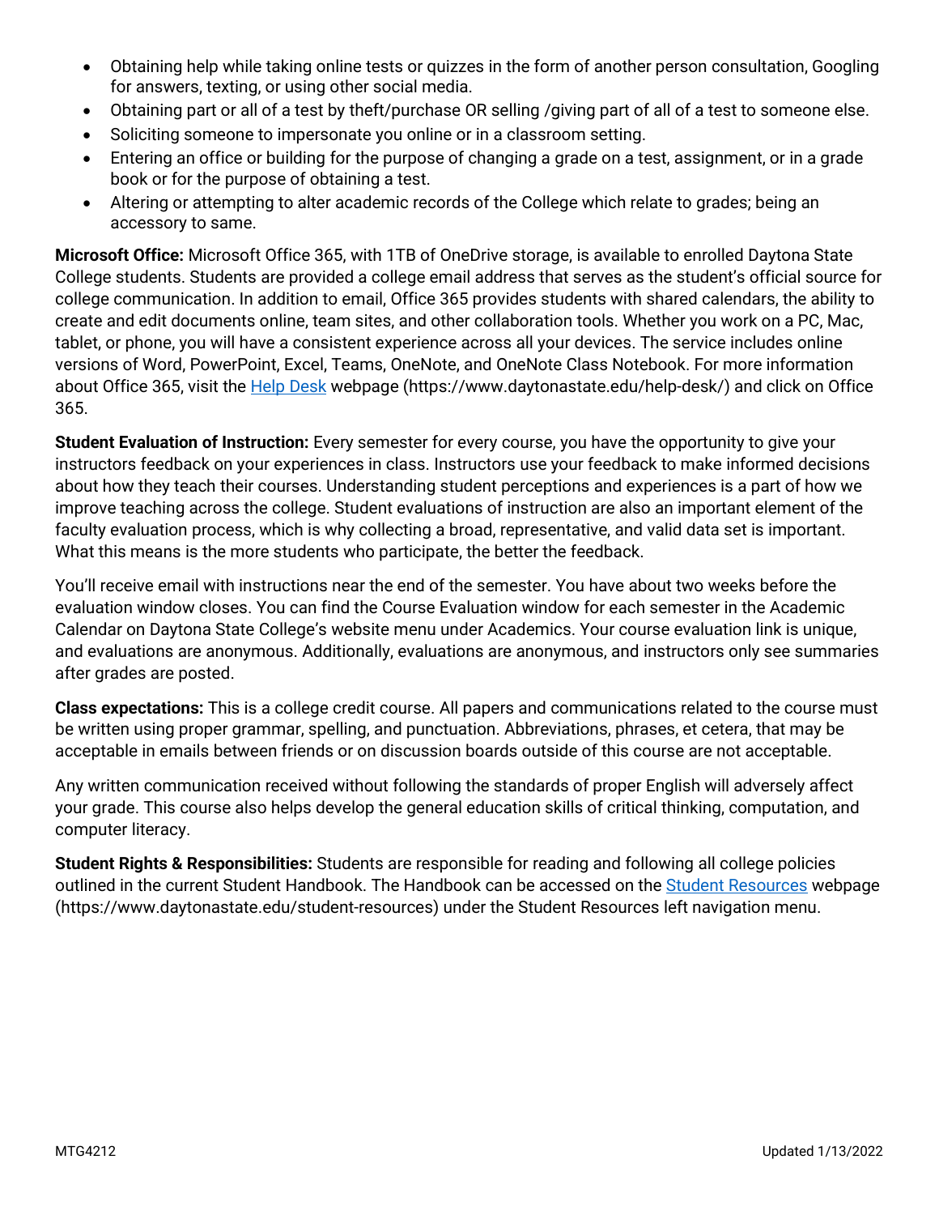- Obtaining help while taking online tests or quizzes in the form of another person consultation, Googling for answers, texting, or using other social media.
- Obtaining part or all of a test by theft/purchase OR selling /giving part of all of a test to someone else.
- Soliciting someone to impersonate you online or in a classroom setting.
- Entering an office or building for the purpose of changing a grade on a test, assignment, or in a grade book or for the purpose of obtaining a test.
- Altering or attempting to alter academic records of the College which relate to grades; being an accessory to same.

**Microsoft Office:** Microsoft Office 365, with 1TB of OneDrive storage, is available to enrolled Daytona State College students. Students are provided a college email address that serves as the student's official source for college communication. In addition to email, Office 365 provides students with shared calendars, the ability to create and edit documents online, team sites, and other collaboration tools. Whether you work on a PC, Mac, tablet, or phone, you will have a consistent experience across all your devices. The service includes online versions of Word, PowerPoint, Excel, Teams, OneNote, and OneNote Class Notebook. For more information about Office 365, visit the [Help Desk](https://www.daytonastate.edu/help-desk/) webpage (https://www.daytonastate.edu/help-desk/) and click on Office 365.

**Student Evaluation of Instruction:** Every semester for every course, you have the opportunity to give your instructors feedback on your experiences in class. Instructors use your feedback to make informed decisions about how they teach their courses. Understanding student perceptions and experiences is a part of how we improve teaching across the college. Student evaluations of instruction are also an important element of the faculty evaluation process, which is why collecting a broad, representative, and valid data set is important. What this means is the more students who participate, the better the feedback.

You'll receive email with instructions near the end of the semester. You have about two weeks before the evaluation window closes. You can find the Course Evaluation window for each semester in the Academic Calendar on Daytona State College's website menu under Academics. Your course evaluation link is unique, and evaluations are anonymous. Additionally, evaluations are anonymous, and instructors only see summaries after grades are posted.

**Class expectations:** This is a college credit course. All papers and communications related to the course must be written using proper grammar, spelling, and punctuation. Abbreviations, phrases, et cetera, that may be acceptable in emails between friends or on discussion boards outside of this course are not acceptable.

Any written communication received without following the standards of proper English will adversely affect your grade. This course also helps develop the general education skills of critical thinking, computation, and computer literacy.

**Student Rights & Responsibilities:** Students are responsible for reading and following all college policies outlined in the current Student Handbook. The Handbook can be accessed on the [Student Resources](https://www.daytonastate.edu/student-resources) webpage (https://www.daytonastate.edu/student-resources) under the Student Resources left navigation menu.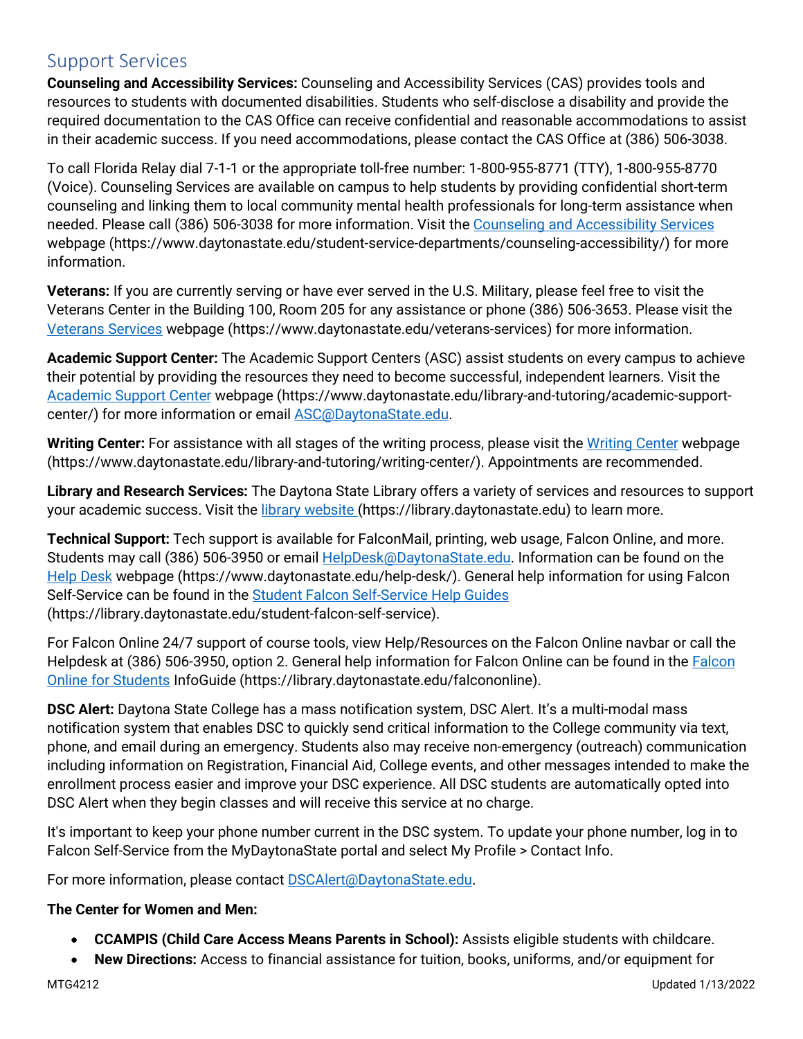## Support Services

**Counseling and Accessibility Services:** Counseling and Accessibility Services (CAS) provides tools and resources to students with documented disabilities. Students who self-disclose a disability and provide the required documentation to the CAS Office can receive confidential and reasonable accommodations to assist in their academic success. If you need accommodations, please contact the CAS Office at (386) 506-3038.

To call Florida Relay dial 7-1-1 or the appropriate toll-free number: 1-800-955-8771 (TTY), 1-800-955-8770 (Voice). Counseling Services are available on campus to help students by providing confidential short-term counseling and linking them to local community mental health professionals for long-term assistance when needed. Please call (386) 506-3038 for more information. Visit the [Counseling and Accessibility Services](https://www.daytonastate.edu/student-service-departments/counseling-accessibility/) webpage (https://www.daytonastate.edu/student-service-departments/counseling-accessibility/) for more information.

**Veterans:** If you are currently serving or have ever served in the U.S. Military, please feel free to visit the Veterans Center in the Building 100, Room 205 for any assistance or phone (386) 506-3653. Please visit the [Veterans Services](https://www.daytonastate.edu/veterans-services) webpage (https://www.daytonastate.edu/veterans-services) for more information.

**Academic Support Center:** The Academic Support Centers (ASC) assist students on every campus to achieve their potential by providing the resources they need to become successful, independent learners. Visit the [Academic Support Center](https://www.daytonastate.edu/library-and-tutoring/academic-support-center/) webpage (https://www.daytonastate.edu/library-and-tutoring/academic-support-center/) for more information or email [ASC@DaytonaState.edu](mailto:ASC@DaytonaState.edu).

**Writing Center:** For assistance with all stages of the writing process, please visit the [Writing Center](https://www.daytonastate.edu/library-and-tutoring/writing-center/) webpage (https://www.daytonastate.edu/library-and-tutoring/writing-center/). Appointments are recommended.

**Library and Research Services:** The Daytona State Library offers a variety of services and resources to support your academic success. Visit the [library website](https://library.daytonastate.edu) (https://library.daytonastate.edu) to learn more.

**Technical Support:** Tech support is available for FalconMail, printing, web usage, Falcon Online, and more. Students may call (386) 506-3950 or email [HelpDesk@DaytonaState.edu](mailto:HelpDesk@DaytonaState.edu). Information can be found on the [Help Desk](https://www.daytonastate.edu/help-desk/) webpage (https://www.daytonastate.edu/help-desk/). General help information for using Falcon Self-Service can be found in the [Student Falcon Self-Service Help Guides](https://library.daytonastate.edu/student-falcon-self-service) (https://library.daytonastate.edu/student-falcon-self-service).

For Falcon Online 24/7 support of course tools, view Help/Resources on the Falcon Online navbar or call the Helpdesk at (386) 506-3950, option 2. General help information for Falcon Online can be found in the [Falcon Online for Students](https://library.daytonastate.edu/falcononline) InfoGuide (https://library.daytonastate.edu/falcononline).

**DSC Alert:** Daytona State College has a mass notification system, DSC Alert. It's a multi-modal mass notification system that enables DSC to quickly send critical information to the College community via text, phone, and email during an emergency. Students also may receive non-emergency (outreach) communication including information on Registration, Financial Aid, College events, and other messages intended to make the enrollment process easier and improve your DSC experience. All DSC students are automatically opted into DSC Alert when they begin classes and will receive this service at no charge.

It's important to keep your phone number current in the DSC system. To update your phone number, log in to Falcon Self-Service from the MyDaytonaState portal and select My Profile > Contact Info.

For more information, please contact [DSCAlert@DaytonaState.edu](mailto:DSCAlert@DaytonaState.edu).

**The Center for Women and Men:**

- **CCAMPIS (Child Care Access Means Parents in School):** Assists eligible students with childcare.
- **New Directions:** Access to financial assistance for tuition, books, uniforms, and/or equipment for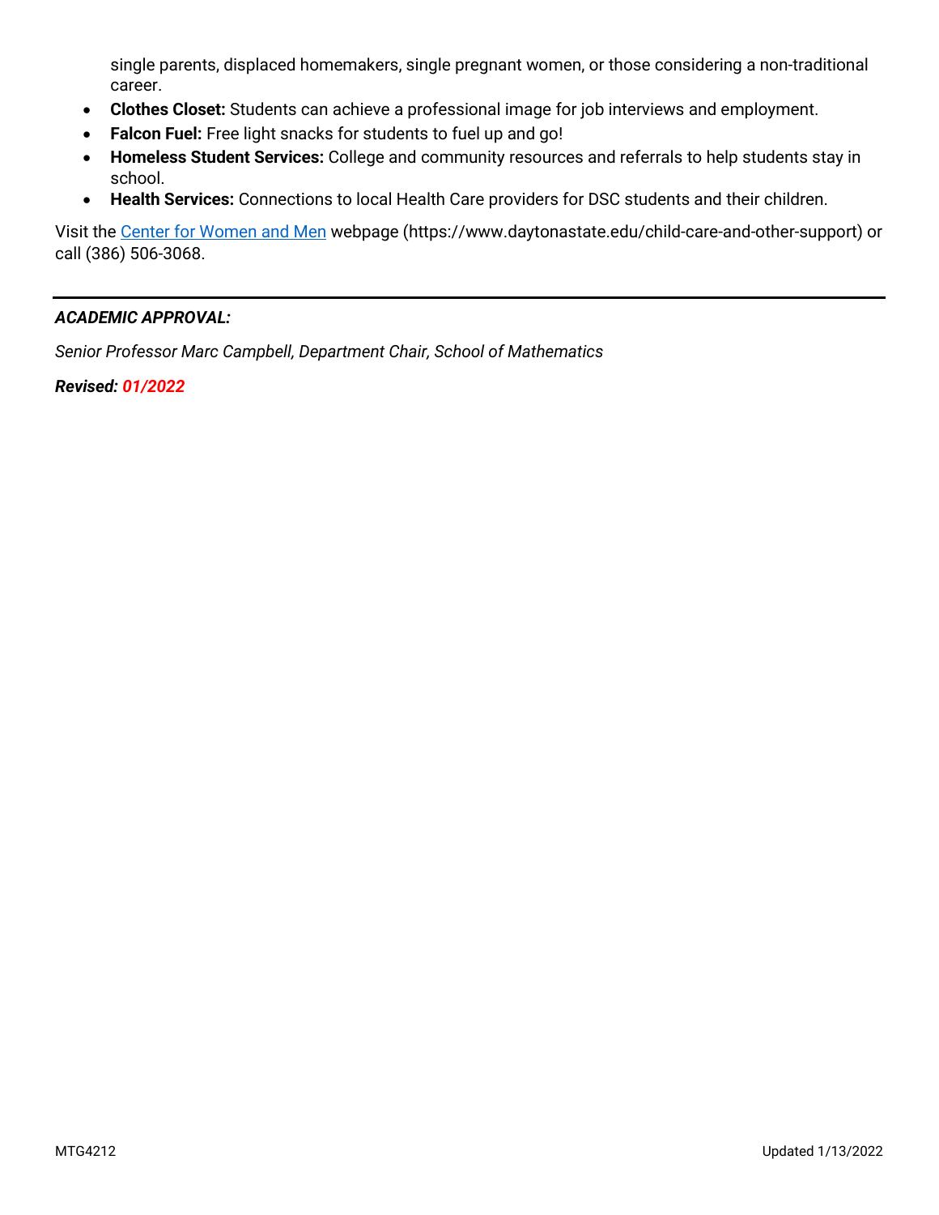single parents, displaced homemakers, single pregnant women, or those considering a non-traditional career.

- **Clothes Closet:** Students can achieve a professional image for job interviews and employment.
- **Falcon Fuel:** Free light snacks for students to fuel up and go!
- **Homeless Student Services:** College and community resources and referrals to help students stay in school.
- **Health Services:** Connections to local Health Care providers for DSC students and their children.

Visit the [Center for Women and Men](https://www.daytonastate.edu/child-care-and-other-support) webpage (https://www.daytonastate.edu/child-care-and-other-support) or call (386) 506-3068.

---

***ACADEMIC APPROVAL:***

*Senior Professor Marc Campbell, Department Chair, School of Mathematics*

***Revised: 01/2022***